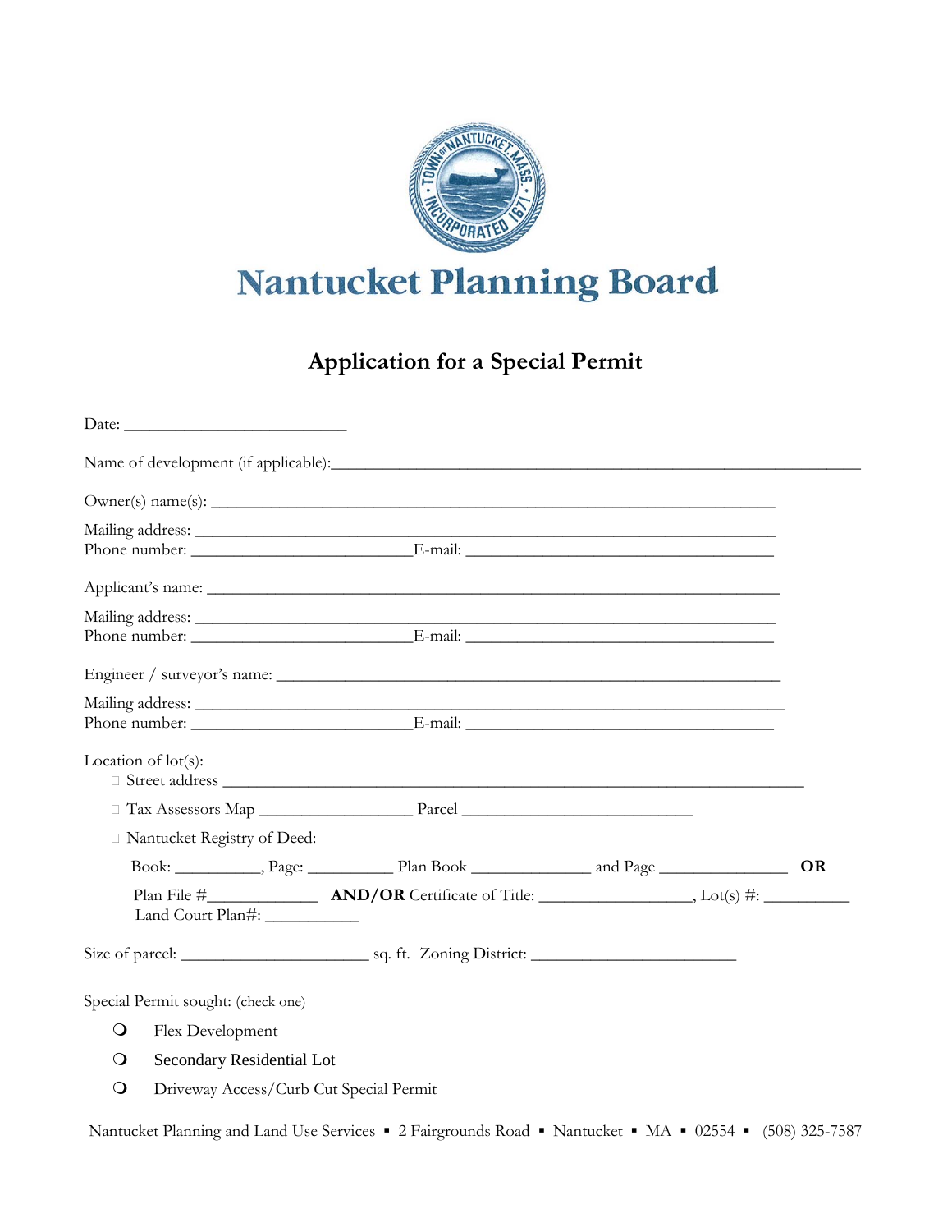# Nantucket Planning Board

## Application for a Special Permit

Date: ___________________________

Name of development (if applicable):_______________________________________________________________

Owner(s) name(s): ______________________________________________________________________

Mailing address: ______________________________________________________________________
Phone number: ___________________________E-mail: ______________________________________

Applicant's name: ______________________________________________________________________

Mailing address: ______________________________________________________________________
Phone number: ___________________________E-mail: ______________________________________

Engineer / surveyor's name: ______________________________________________________________

Mailing address: ______________________________________________________________________
Phone number: ___________________________E-mail: ______________________________________

Location of lot(s):

- ☐ Street address ______________________________________________________________________
- ☐ Tax Assessors Map ___________________ Parcel _____________________________
- ☐ Nantucket Registry of Deed:

Book: ___________, Page: ___________ Plan Book _______________ and Page ________________ **OR**

Plan File #_____________ **AND/OR** Certificate of Title: ___________________, Lot(s) #: __________
Land Court Plan#: ____________

Size of parcel: ________________________ sq. ft. Zoning District: _________________________

Special Permit sought: (check one)

- ❍ Flex Development
- ❍ Secondary Residential Lot
- ❍ Driveway Access/Curb Cut Special Permit

Nantucket Planning and Land Use Services ▪ 2 Fairgrounds Road ▪ Nantucket ▪ MA ▪ 02554 ▪ (508) 325-7587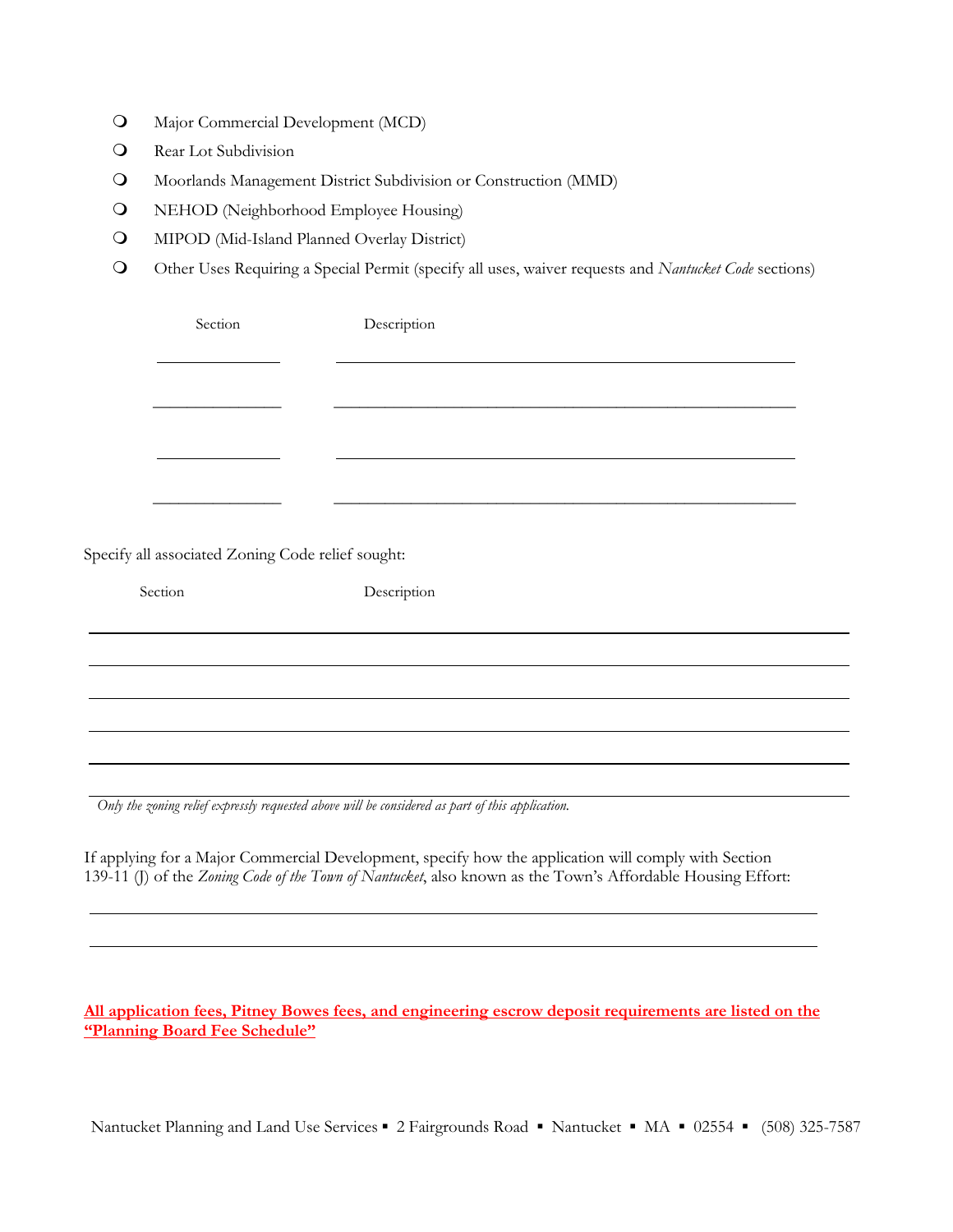- ❍ Major Commercial Development (MCD)
- ❍ Rear Lot Subdivision
- ❍ Moorlands Management District Subdivision or Construction (MMD)
- ❍ NEHOD (Neighborhood Employee Housing)
- ❍ MIPOD (Mid-Island Planned Overlay District)
- ❍ Other Uses Requiring a Special Permit (specify all uses, waiver requests and *Nantucket Code* sections)

| Section | Description |
|---|---|
| ______________ | ______________________________________________________ |
| ______________ | ______________________________________________________ |
| ______________ | ______________________________________________________ |
| ______________ | ______________________________________________________ |

Specify all associated Zoning Code relief sought:

| Section | Description |
|---|---|
| | |
| | |
| | |
| | |
| | |

*Only the zoning relief expressly requested above will be considered as part of this application.*

If applying for a Major Commercial Development, specify how the application will comply with Section 139-11 (J) of the *Zoning Code of the Town of Nantucket*, also known as the Town's Affordable Housing Effort:

______________________________________________________________________________

______________________________________________________________________________

**All application fees, Pitney Bowes fees, and engineering escrow deposit requirements are listed on the "Planning Board Fee Schedule"**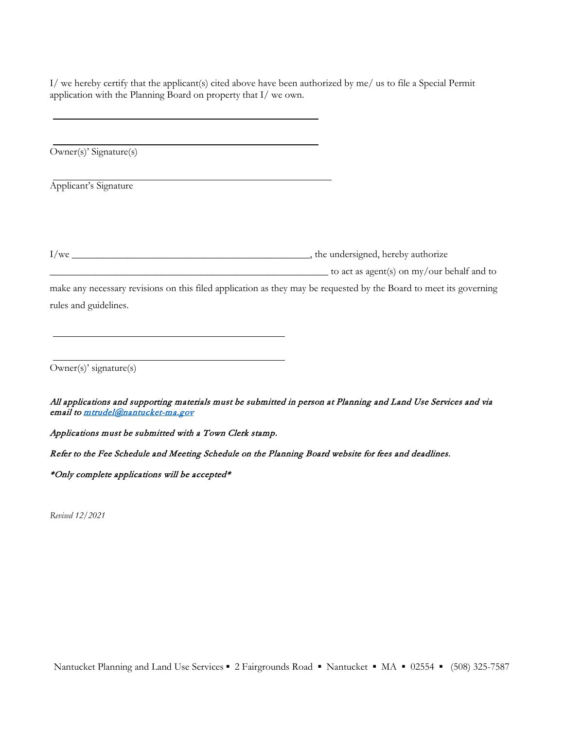I/ we hereby certify that the applicant(s) cited above have been authorized by me/ us to file a Special Permit application with the Planning Board on property that I/ we own.

\_\_\_\_\_\_\_\_\_\_\_\_\_\_\_\_\_\_\_\_\_\_\_\_\_\_\_\_\_\_\_\_\_\_\_\_\_\_\_\_\_\_\_\_\_\_\_\_

\_\_\_\_\_\_\_\_\_\_\_\_\_\_\_\_\_\_\_\_\_\_\_\_\_\_\_\_\_\_\_\_\_\_\_\_\_\_\_\_\_\_\_\_\_\_\_\_

Owner(s)' Signature(s)

\_\_\_\_\_\_\_\_\_\_\_\_\_\_\_\_\_\_\_\_\_\_\_\_\_\_\_\_\_\_\_\_\_\_\_\_\_\_\_\_\_\_\_\_\_\_\_\_

Applicant's Signature

I/we \_\_\_\_\_\_\_\_\_\_\_\_\_\_\_\_\_\_\_\_\_\_\_\_\_\_\_\_\_\_\_\_\_\_\_\_\_\_\_\_\_\_\_\_\_\_\_\_, the undersigned, hereby authorize \_\_\_\_\_\_\_\_\_\_\_\_\_\_\_\_\_\_\_\_\_\_\_\_\_\_\_\_\_\_\_\_\_\_\_\_\_\_\_\_\_\_\_\_\_\_\_\_\_\_\_\_\_\_\_\_ to act as agent(s) on my/our behalf and to make any necessary revisions on this filed application as they may be requested by the Board to meet its governing rules and guidelines.

\_\_\_\_\_\_\_\_\_\_\_\_\_\_\_\_\_\_\_\_\_\_\_\_\_\_\_\_\_\_\_\_\_\_\_\_\_\_\_\_\_\_\_\_

\_\_\_\_\_\_\_\_\_\_\_\_\_\_\_\_\_\_\_\_\_\_\_\_\_\_\_\_\_\_\_\_\_\_\_\_\_\_\_\_\_\_\_\_

Owner(s)' signature(s)

***All applications and supporting materials must be submitted in person at Planning and Land Use Services and via email to [mtrudel@nantucket-ma.gov](mailto:mtrudel@nantucket-ma.gov)***

***Applications must be submitted with a Town Clerk stamp.***

***Refer to the Fee Schedule and Meeting Schedule on the Planning Board website for fees and deadlines.***

***\*Only complete applications will be accepted\****

*Revised 12/2021*